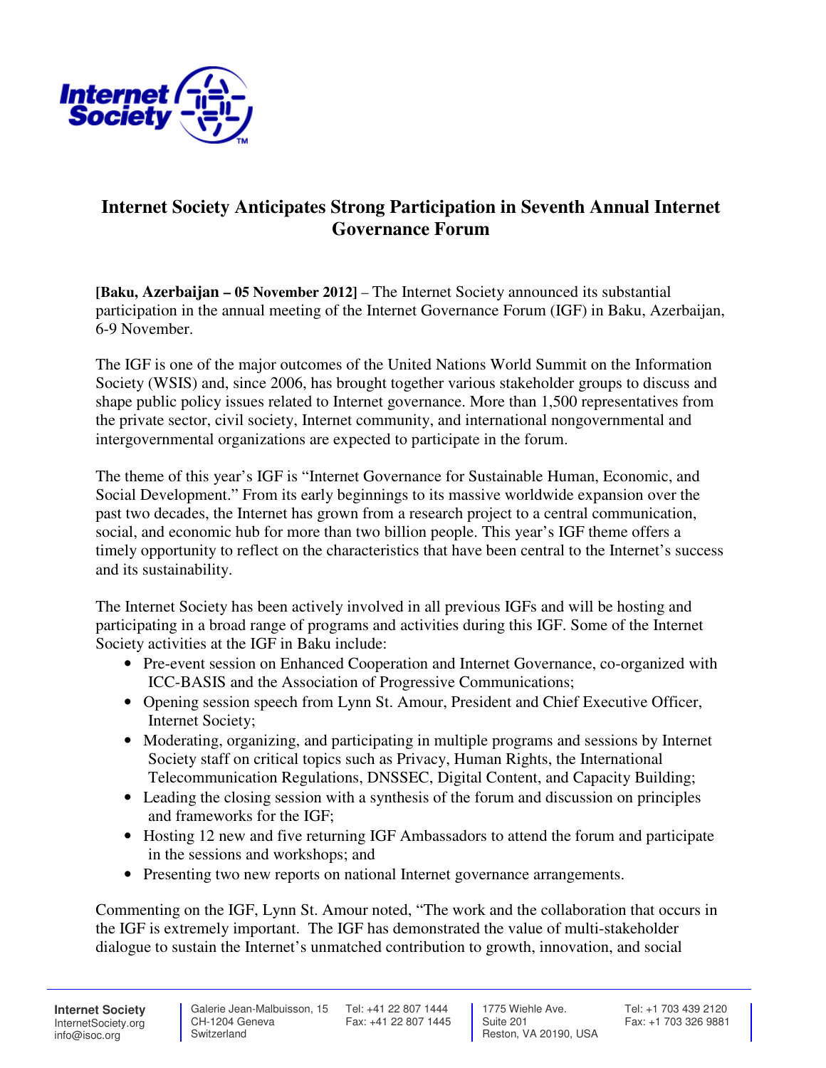# Internet Society Anticipates Strong Participation in Seventh Annual Internet Governance Forum

**[Baku, Azerbaijan – 05 November 2012]** – The Internet Society announced its substantial participation in the annual meeting of the Internet Governance Forum (IGF) in Baku, Azerbaijan, 6-9 November.

The IGF is one of the major outcomes of the United Nations World Summit on the Information Society (WSIS) and, since 2006, has brought together various stakeholder groups to discuss and shape public policy issues related to Internet governance. More than 1,500 representatives from the private sector, civil society, Internet community, and international nongovernmental and intergovernmental organizations are expected to participate in the forum.

The theme of this year's IGF is "Internet Governance for Sustainable Human, Economic, and Social Development." From its early beginnings to its massive worldwide expansion over the past two decades, the Internet has grown from a research project to a central communication, social, and economic hub for more than two billion people. This year's IGF theme offers a timely opportunity to reflect on the characteristics that have been central to the Internet's success and its sustainability.

The Internet Society has been actively involved in all previous IGFs and will be hosting and participating in a broad range of programs and activities during this IGF. Some of the Internet Society activities at the IGF in Baku include:

- Pre-event session on Enhanced Cooperation and Internet Governance, co-organized with ICC-BASIS and the Association of Progressive Communications;
- Opening session speech from Lynn St. Amour, President and Chief Executive Officer, Internet Society;
- Moderating, organizing, and participating in multiple programs and sessions by Internet Society staff on critical topics such as Privacy, Human Rights, the International Telecommunication Regulations, DNSSEC, Digital Content, and Capacity Building;
- Leading the closing session with a synthesis of the forum and discussion on principles and frameworks for the IGF;
- Hosting 12 new and five returning IGF Ambassadors to attend the forum and participate in the sessions and workshops; and
- Presenting two new reports on national Internet governance arrangements.

Commenting on the IGF, Lynn St. Amour noted, "The work and the collaboration that occurs in the IGF is extremely important. The IGF has demonstrated the value of multi-stakeholder dialogue to sustain the Internet's unmatched contribution to growth, innovation, and social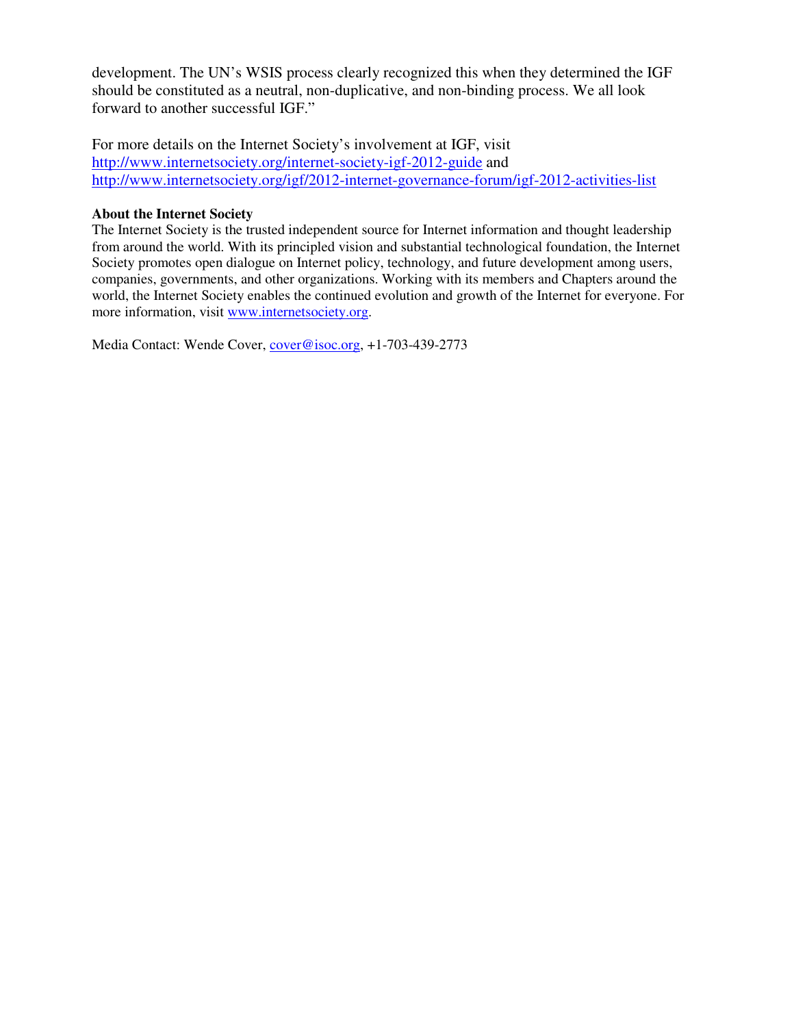development. The UN's WSIS process clearly recognized this when they determined the IGF should be constituted as a neutral, non-duplicative, and non-binding process. We all look forward to another successful IGF."

For more details on the Internet Society's involvement at IGF, visit http://www.internetsociety.org/internet-society-igf-2012-guide and http://www.internetsociety.org/igf/2012-internet-governance-forum/igf-2012-activities-list

**About the Internet Society**
The Internet Society is the trusted independent source for Internet information and thought leadership from around the world. With its principled vision and substantial technological foundation, the Internet Society promotes open dialogue on Internet policy, technology, and future development among users, companies, governments, and other organizations. Working with its members and Chapters around the world, the Internet Society enables the continued evolution and growth of the Internet for everyone. For more information, visit www.internetsociety.org.

Media Contact: Wende Cover, cover@isoc.org, +1-703-439-2773